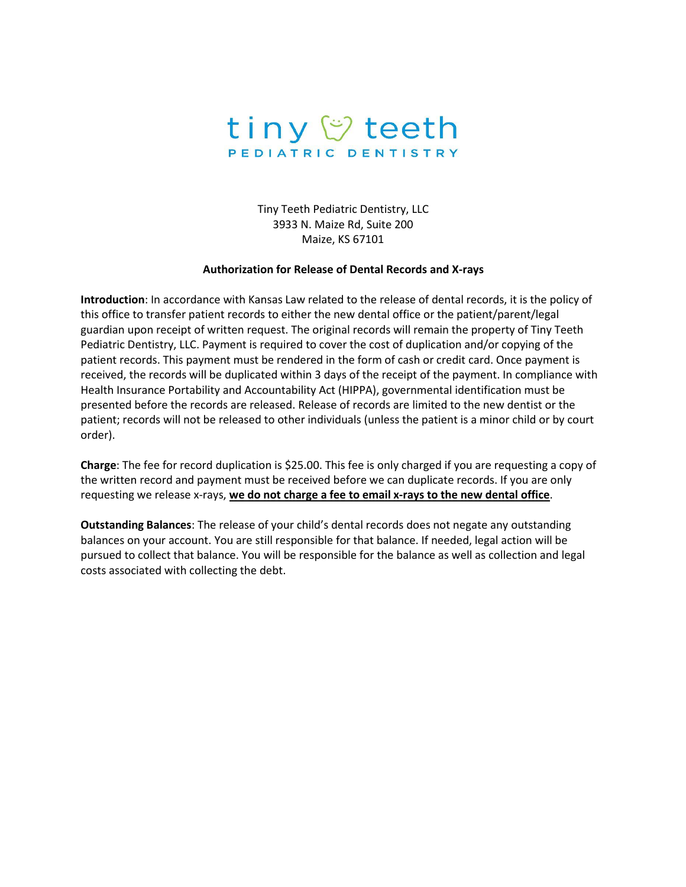tiny teeth
PEDIATRIC DENTISTRY

Tiny Teeth Pediatric Dentistry, LLC
3933 N. Maize Rd, Suite 200
Maize, KS 67101

**Authorization for Release of Dental Records and X-rays**

**Introduction**: In accordance with Kansas Law related to the release of dental records, it is the policy of this office to transfer patient records to either the new dental office or the patient/parent/legal guardian upon receipt of written request. The original records will remain the property of Tiny Teeth Pediatric Dentistry, LLC. Payment is required to cover the cost of duplication and/or copying of the patient records. This payment must be rendered in the form of cash or credit card. Once payment is received, the records will be duplicated within 3 days of the receipt of the payment. In compliance with Health Insurance Portability and Accountability Act (HIPPA), governmental identification must be presented before the records are released. Release of records are limited to the new dentist or the patient; records will not be released to other individuals (unless the patient is a minor child or by court order).

**Charge**: The fee for record duplication is $25.00. This fee is only charged if you are requesting a copy of the written record and payment must be received before we can duplicate records. If you are only requesting we release x-rays, **<u>we do not charge a fee to email x-rays to the new dental office</u>**.

**Outstanding Balances**: The release of your child's dental records does not negate any outstanding balances on your account. You are still responsible for that balance. If needed, legal action will be pursued to collect that balance. You will be responsible for the balance as well as collection and legal costs associated with collecting the debt.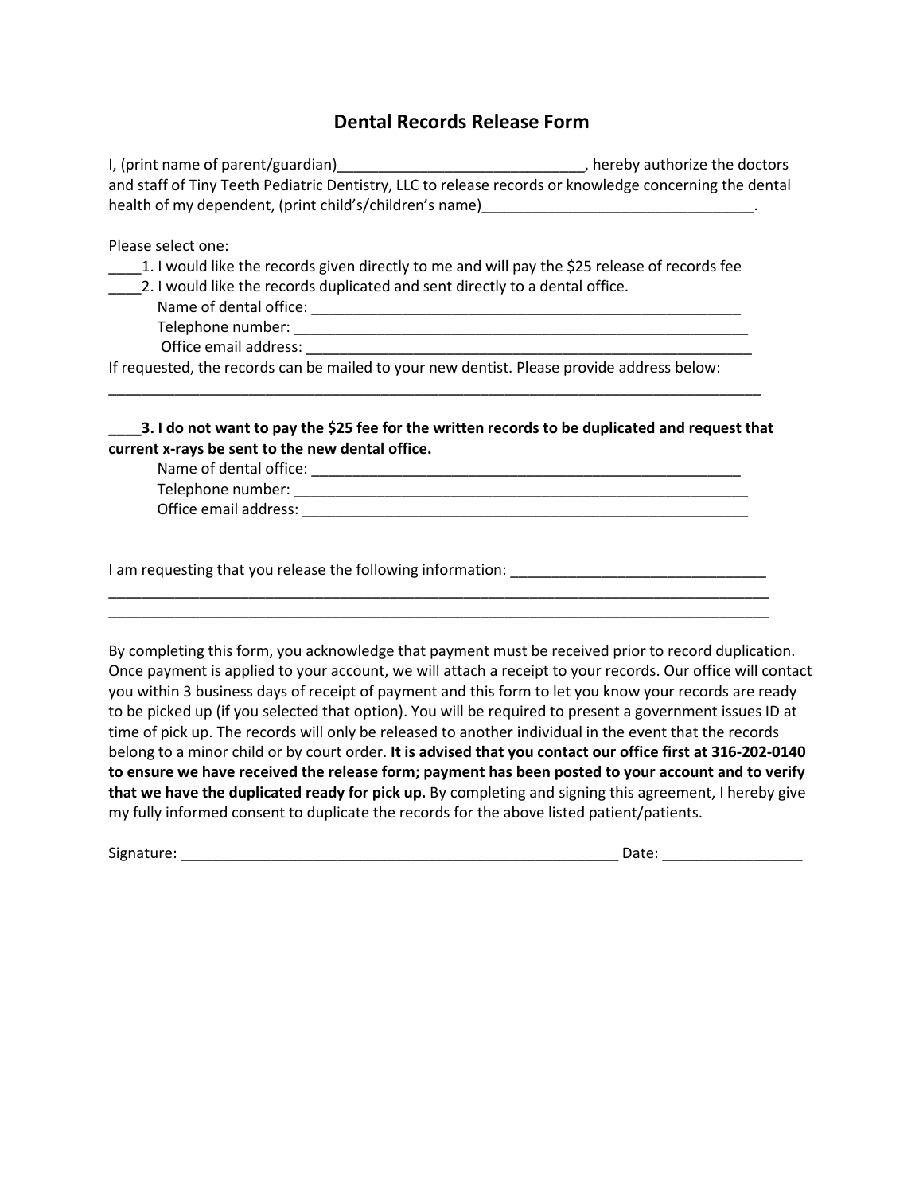# Dental Records Release Form

I, (print name of parent/guardian)______________________________, hereby authorize the doctors and staff of Tiny Teeth Pediatric Dentistry, LLC to release records or knowledge concerning the dental health of my dependent, (print child's/children's name)_________________________________.

Please select one:

____1. I would like the records given directly to me and will pay the $25 release of records fee

____2. I would like the records duplicated and sent directly to a dental office.

Name of dental office: _______________________________________________________

Telephone number: _________________________________________________________

Office email address: _______________________________________________________

If requested, the records can be mailed to your new dentist. Please provide address below:

_____________________________________________________________________________________

**____3. I do not want to pay the $25 fee for the written records to be duplicated and request that current x-rays be sent to the new dental office.**

Name of dental office: _______________________________________________________

Telephone number: _________________________________________________________

Office email address: _______________________________________________________

I am requesting that you release the following information: _______________________________

_____________________________________________________________________________________

_____________________________________________________________________________________

By completing this form, you acknowledge that payment must be received prior to record duplication. Once payment is applied to your account, we will attach a receipt to your records. Our office will contact you within 3 business days of receipt of payment and this form to let you know your records are ready to be picked up (if you selected that option). You will be required to present a government issues ID at time of pick up. The records will only be released to another individual in the event that the records belong to a minor child or by court order. **It is advised that you contact our office first at 316-202-0140 to ensure we have received the release form; payment has been posted to your account and to verify that we have the duplicated ready for pick up.** By completing and signing this agreement, I hereby give my fully informed consent to duplicate the records for the above listed patient/patients.

Signature: _______________________________________________________ Date: _________________